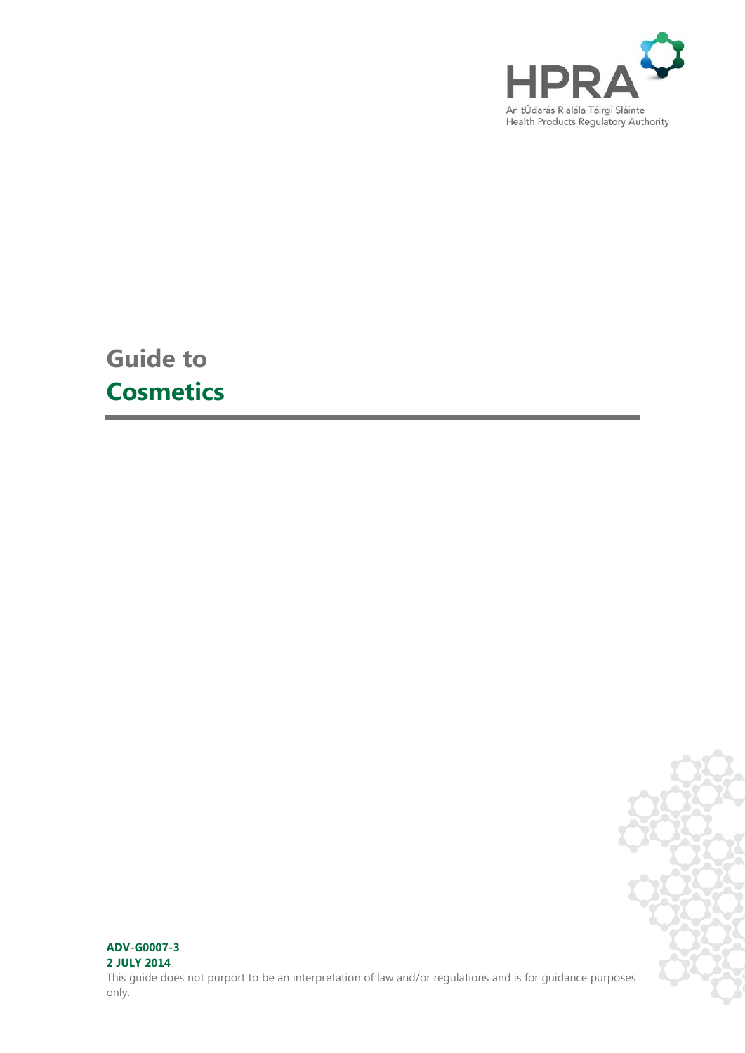HPRA

An tÚdarás Rialála Táirgí Sláinte
Health Products Regulatory Authority

# Guide to Cosmetics

**ADV-G0007-3**
**2 JULY 2014**

This guide does not purport to be an interpretation of law and/or regulations and is for guidance purposes only.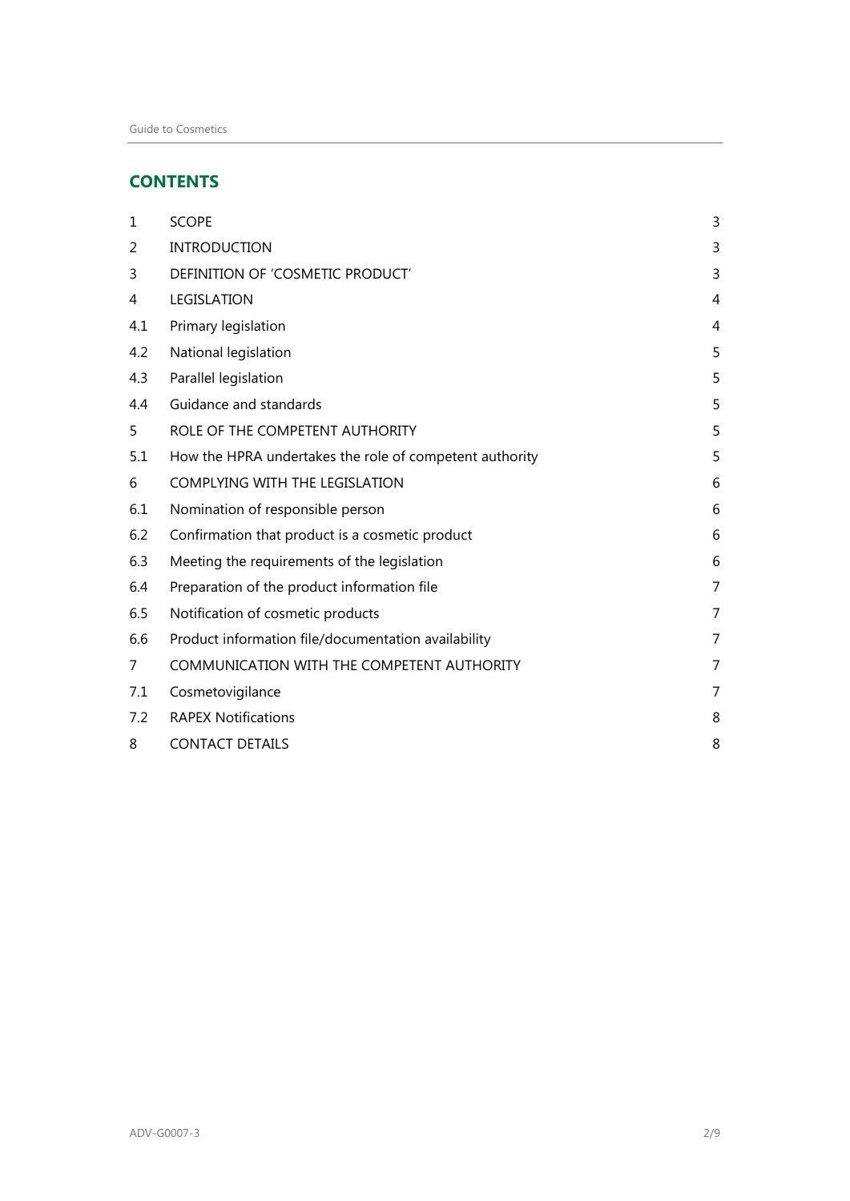## CONTENTS

| | | |
|---|---|---|
| 1 | SCOPE | 3 |
| 2 | INTRODUCTION | 3 |
| 3 | DEFINITION OF 'COSMETIC PRODUCT' | 3 |
| 4 | LEGISLATION | 4 |
| 4.1 | Primary legislation | 4 |
| 4.2 | National legislation | 5 |
| 4.3 | Parallel legislation | 5 |
| 4.4 | Guidance and standards | 5 |
| 5 | ROLE OF THE COMPETENT AUTHORITY | 5 |
| 5.1 | How the HPRA undertakes the role of competent authority | 5 |
| 6 | COMPLYING WITH THE LEGISLATION | 6 |
| 6.1 | Nomination of responsible person | 6 |
| 6.2 | Confirmation that product is a cosmetic product | 6 |
| 6.3 | Meeting the requirements of the legislation | 6 |
| 6.4 | Preparation of the product information file | 7 |
| 6.5 | Notification of cosmetic products | 7 |
| 6.6 | Product information file/documentation availability | 7 |
| 7 | COMMUNICATION WITH THE COMPETENT AUTHORITY | 7 |
| 7.1 | Cosmetovigilance | 7 |
| 7.2 | RAPEX Notifications | 8 |
| 8 | CONTACT DETAILS | 8 |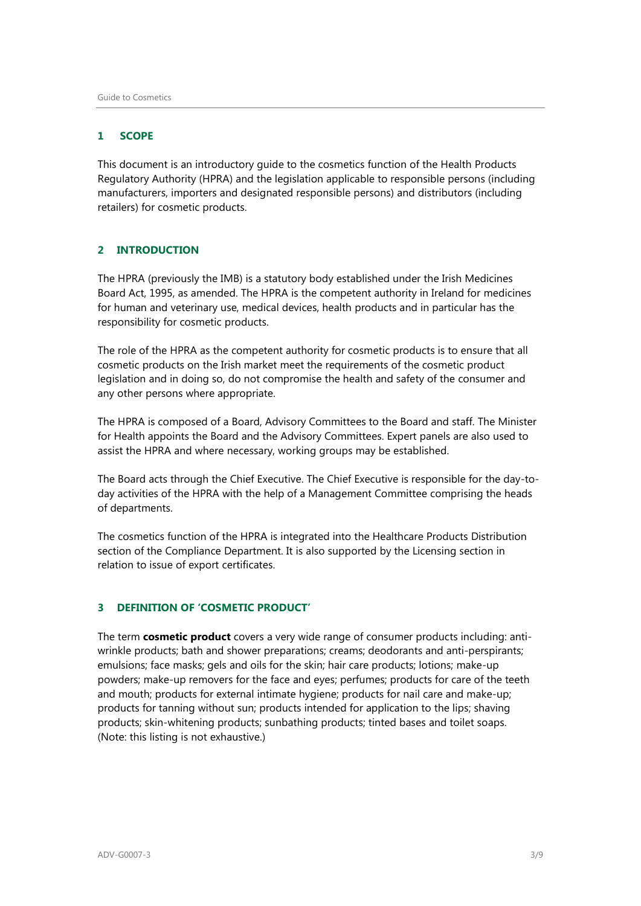## 1 SCOPE

This document is an introductory guide to the cosmetics function of the Health Products Regulatory Authority (HPRA) and the legislation applicable to responsible persons (including manufacturers, importers and designated responsible persons) and distributors (including retailers) for cosmetic products.

## 2 INTRODUCTION

The HPRA (previously the IMB) is a statutory body established under the Irish Medicines Board Act, 1995, as amended. The HPRA is the competent authority in Ireland for medicines for human and veterinary use, medical devices, health products and in particular has the responsibility for cosmetic products.

The role of the HPRA as the competent authority for cosmetic products is to ensure that all cosmetic products on the Irish market meet the requirements of the cosmetic product legislation and in doing so, do not compromise the health and safety of the consumer and any other persons where appropriate.

The HPRA is composed of a Board, Advisory Committees to the Board and staff. The Minister for Health appoints the Board and the Advisory Committees. Expert panels are also used to assist the HPRA and where necessary, working groups may be established.

The Board acts through the Chief Executive. The Chief Executive is responsible for the day-to-day activities of the HPRA with the help of a Management Committee comprising the heads of departments.

The cosmetics function of the HPRA is integrated into the Healthcare Products Distribution section of the Compliance Department. It is also supported by the Licensing section in relation to issue of export certificates.

## 3 DEFINITION OF 'COSMETIC PRODUCT'

The term **cosmetic product** covers a very wide range of consumer products including: anti-wrinkle products; bath and shower preparations; creams; deodorants and anti-perspirants; emulsions; face masks; gels and oils for the skin; hair care products; lotions; make-up powders; make-up removers for the face and eyes; perfumes; products for care of the teeth and mouth; products for external intimate hygiene; products for nail care and make-up; products for tanning without sun; products intended for application to the lips; shaving products; skin-whitening products; sunbathing products; tinted bases and toilet soaps. (Note: this listing is not exhaustive.)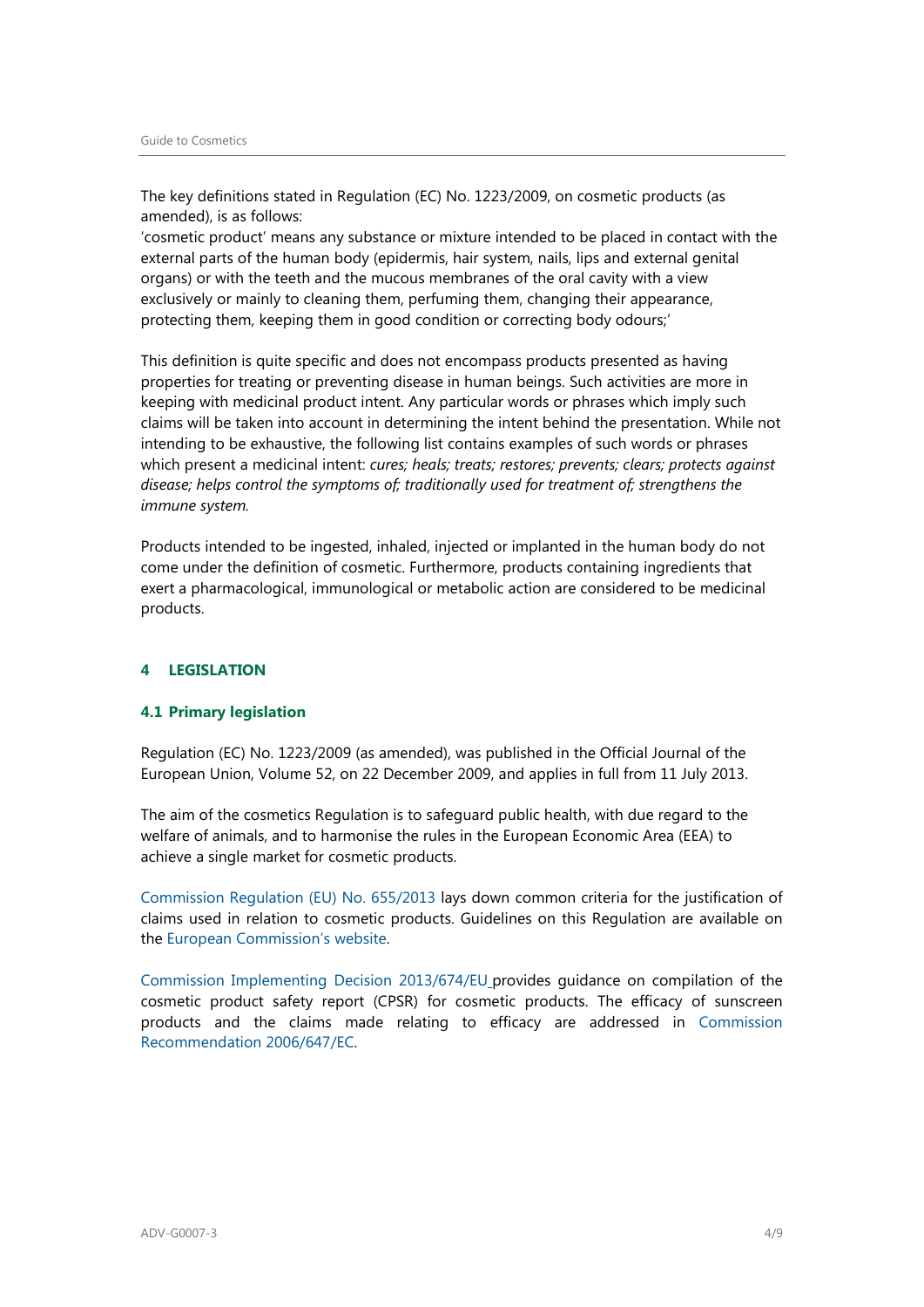The key definitions stated in Regulation (EC) No. 1223/2009, on cosmetic products (as amended), is as follows:
'cosmetic product' means any substance or mixture intended to be placed in contact with the external parts of the human body (epidermis, hair system, nails, lips and external genital organs) or with the teeth and the mucous membranes of the oral cavity with a view exclusively or mainly to cleaning them, perfuming them, changing their appearance, protecting them, keeping them in good condition or correcting body odours;'

This definition is quite specific and does not encompass products presented as having properties for treating or preventing disease in human beings. Such activities are more in keeping with medicinal product intent. Any particular words or phrases which imply such claims will be taken into account in determining the intent behind the presentation. While not intending to be exhaustive, the following list contains examples of such words or phrases which present a medicinal intent: *cures; heals; treats; restores; prevents; clears; protects against disease; helps control the symptoms of; traditionally used for treatment of; strengthens the immune system.*

Products intended to be ingested, inhaled, injected or implanted in the human body do not come under the definition of cosmetic. Furthermore, products containing ingredients that exert a pharmacological, immunological or metabolic action are considered to be medicinal products.

## 4 LEGISLATION

### 4.1 Primary legislation

Regulation (EC) No. 1223/2009 (as amended), was published in the Official Journal of the European Union, Volume 52, on 22 December 2009, and applies in full from 11 July 2013.

The aim of the cosmetics Regulation is to safeguard public health, with due regard to the welfare of animals, and to harmonise the rules in the European Economic Area (EEA) to achieve a single market for cosmetic products.

Commission Regulation (EU) No. 655/2013 lays down common criteria for the justification of claims used in relation to cosmetic products. Guidelines on this Regulation are available on the European Commission's website.

Commission Implementing Decision 2013/674/EU provides guidance on compilation of the cosmetic product safety report (CPSR) for cosmetic products. The efficacy of sunscreen products and the claims made relating to efficacy are addressed in Commission Recommendation 2006/647/EC.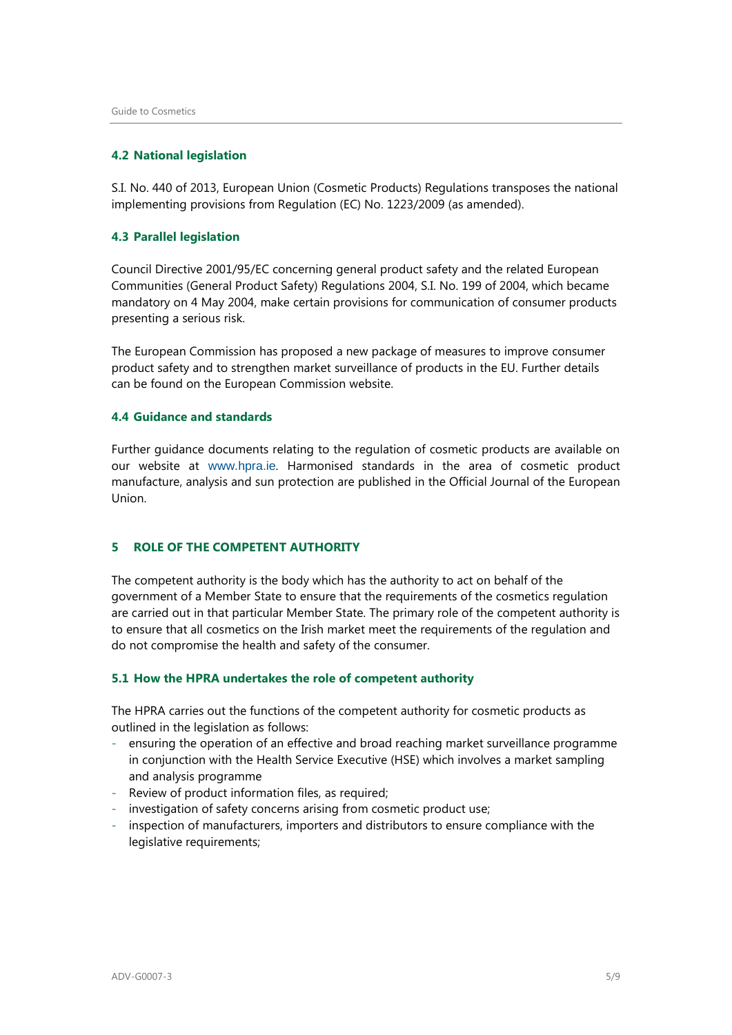### 4.2 National legislation

S.I. No. 440 of 2013, European Union (Cosmetic Products) Regulations transposes the national implementing provisions from Regulation (EC) No. 1223/2009 (as amended).

### 4.3 Parallel legislation

Council Directive 2001/95/EC concerning general product safety and the related European Communities (General Product Safety) Regulations 2004, S.I. No. 199 of 2004, which became mandatory on 4 May 2004, make certain provisions for communication of consumer products presenting a serious risk.

The European Commission has proposed a new package of measures to improve consumer product safety and to strengthen market surveillance of products in the EU. Further details can be found on the European Commission website.

### 4.4 Guidance and standards

Further guidance documents relating to the regulation of cosmetic products are available on our website at www.hpra.ie. Harmonised standards in the area of cosmetic product manufacture, analysis and sun protection are published in the Official Journal of the European Union.

## 5 ROLE OF THE COMPETENT AUTHORITY

The competent authority is the body which has the authority to act on behalf of the government of a Member State to ensure that the requirements of the cosmetics regulation are carried out in that particular Member State. The primary role of the competent authority is to ensure that all cosmetics on the Irish market meet the requirements of the regulation and do not compromise the health and safety of the consumer.

### 5.1 How the HPRA undertakes the role of competent authority

The HPRA carries out the functions of the competent authority for cosmetic products as outlined in the legislation as follows:

- ensuring the operation of an effective and broad reaching market surveillance programme in conjunction with the Health Service Executive (HSE) which involves a market sampling and analysis programme
- Review of product information files, as required;
- investigation of safety concerns arising from cosmetic product use;
- inspection of manufacturers, importers and distributors to ensure compliance with the legislative requirements;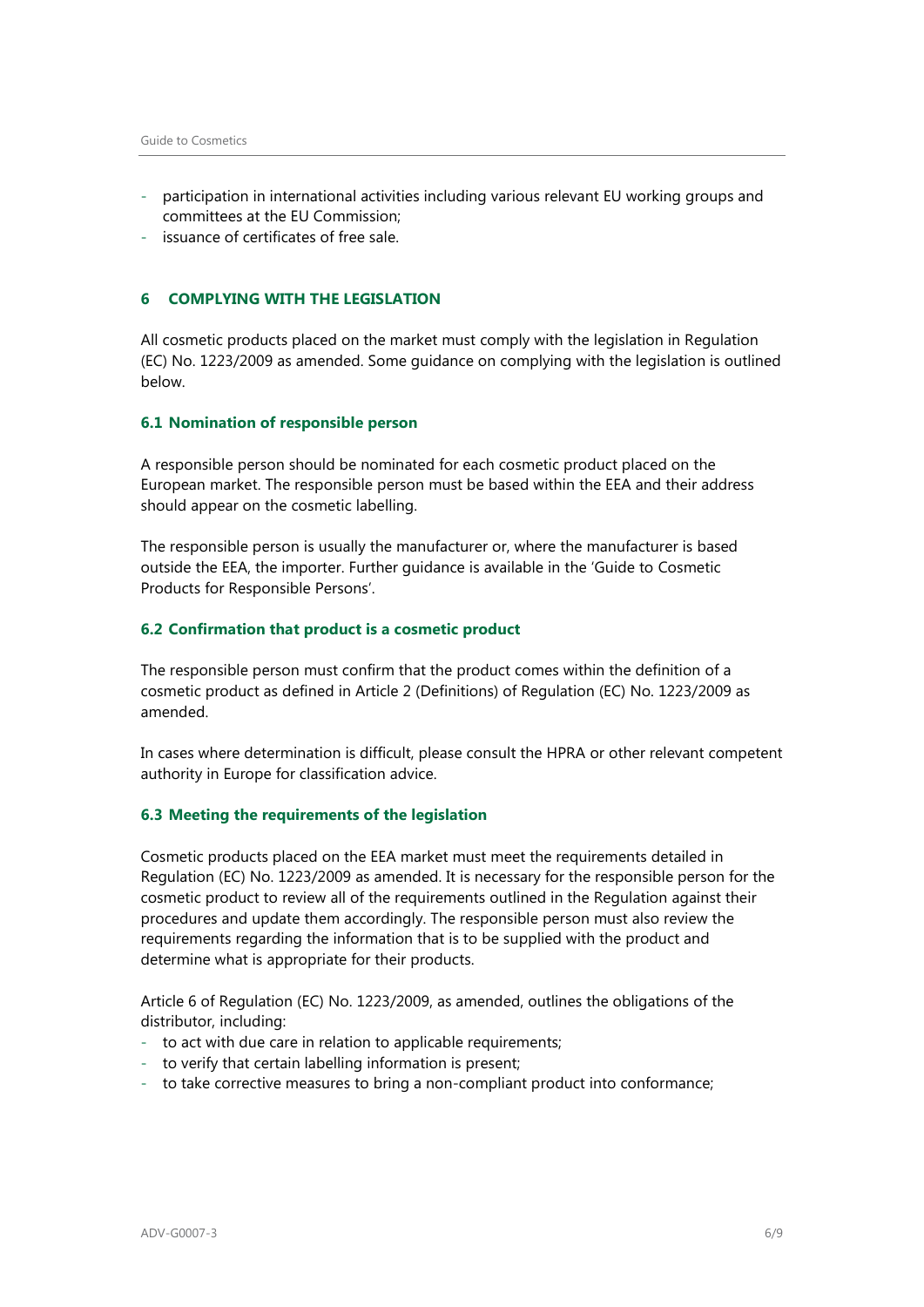- participation in international activities including various relevant EU working groups and committees at the EU Commission;
- issuance of certificates of free sale.

## 6 COMPLYING WITH THE LEGISLATION

All cosmetic products placed on the market must comply with the legislation in Regulation (EC) No. 1223/2009 as amended. Some guidance on complying with the legislation is outlined below.

### 6.1 Nomination of responsible person

A responsible person should be nominated for each cosmetic product placed on the European market. The responsible person must be based within the EEA and their address should appear on the cosmetic labelling.

The responsible person is usually the manufacturer or, where the manufacturer is based outside the EEA, the importer. Further guidance is available in the 'Guide to Cosmetic Products for Responsible Persons'.

### 6.2 Confirmation that product is a cosmetic product

The responsible person must confirm that the product comes within the definition of a cosmetic product as defined in Article 2 (Definitions) of Regulation (EC) No. 1223/2009 as amended.

In cases where determination is difficult, please consult the HPRA or other relevant competent authority in Europe for classification advice.

### 6.3 Meeting the requirements of the legislation

Cosmetic products placed on the EEA market must meet the requirements detailed in Regulation (EC) No. 1223/2009 as amended. It is necessary for the responsible person for the cosmetic product to review all of the requirements outlined in the Regulation against their procedures and update them accordingly. The responsible person must also review the requirements regarding the information that is to be supplied with the product and determine what is appropriate for their products.

Article 6 of Regulation (EC) No. 1223/2009, as amended, outlines the obligations of the distributor, including:
- to act with due care in relation to applicable requirements;
- to verify that certain labelling information is present;
- to take corrective measures to bring a non-compliant product into conformance;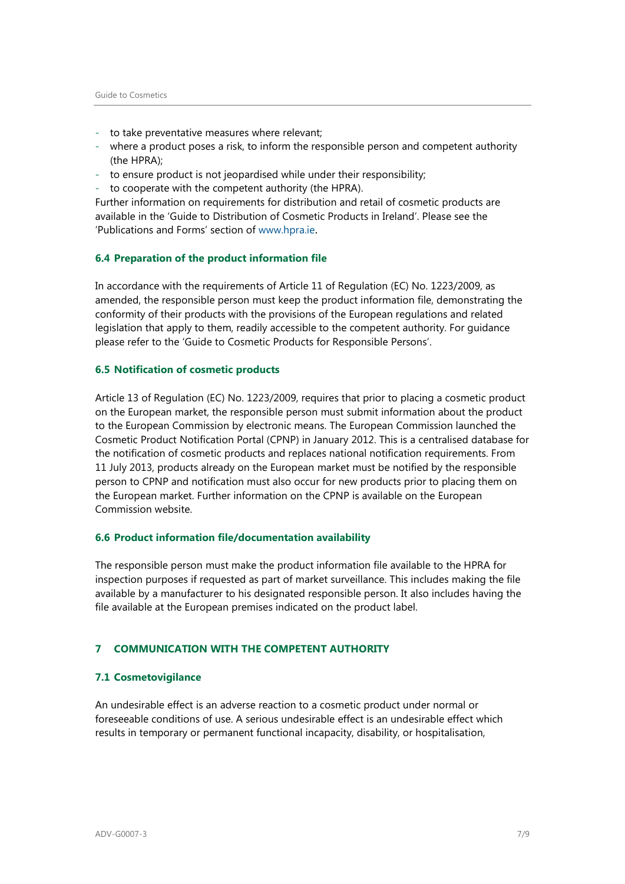- to take preventative measures where relevant;
- where a product poses a risk, to inform the responsible person and competent authority (the HPRA);
- to ensure product is not jeopardised while under their responsibility;
- to cooperate with the competent authority (the HPRA).

Further information on requirements for distribution and retail of cosmetic products are available in the 'Guide to Distribution of Cosmetic Products in Ireland'. Please see the 'Publications and Forms' section of www.hpra.ie.

### 6.4 Preparation of the product information file

In accordance with the requirements of Article 11 of Regulation (EC) No. 1223/2009, as amended, the responsible person must keep the product information file, demonstrating the conformity of their products with the provisions of the European regulations and related legislation that apply to them, readily accessible to the competent authority. For guidance please refer to the 'Guide to Cosmetic Products for Responsible Persons'.

### 6.5 Notification of cosmetic products

Article 13 of Regulation (EC) No. 1223/2009, requires that prior to placing a cosmetic product on the European market, the responsible person must submit information about the product to the European Commission by electronic means. The European Commission launched the Cosmetic Product Notification Portal (CPNP) in January 2012. This is a centralised database for the notification of cosmetic products and replaces national notification requirements. From 11 July 2013, products already on the European market must be notified by the responsible person to CPNP and notification must also occur for new products prior to placing them on the European market. Further information on the CPNP is available on the European Commission website.

### 6.6 Product information file/documentation availability

The responsible person must make the product information file available to the HPRA for inspection purposes if requested as part of market surveillance. This includes making the file available by a manufacturer to his designated responsible person. It also includes having the file available at the European premises indicated on the product label.

## 7 COMMUNICATION WITH THE COMPETENT AUTHORITY

### 7.1 Cosmetovigilance

An undesirable effect is an adverse reaction to a cosmetic product under normal or foreseeable conditions of use. A serious undesirable effect is an undesirable effect which results in temporary or permanent functional incapacity, disability, or hospitalisation,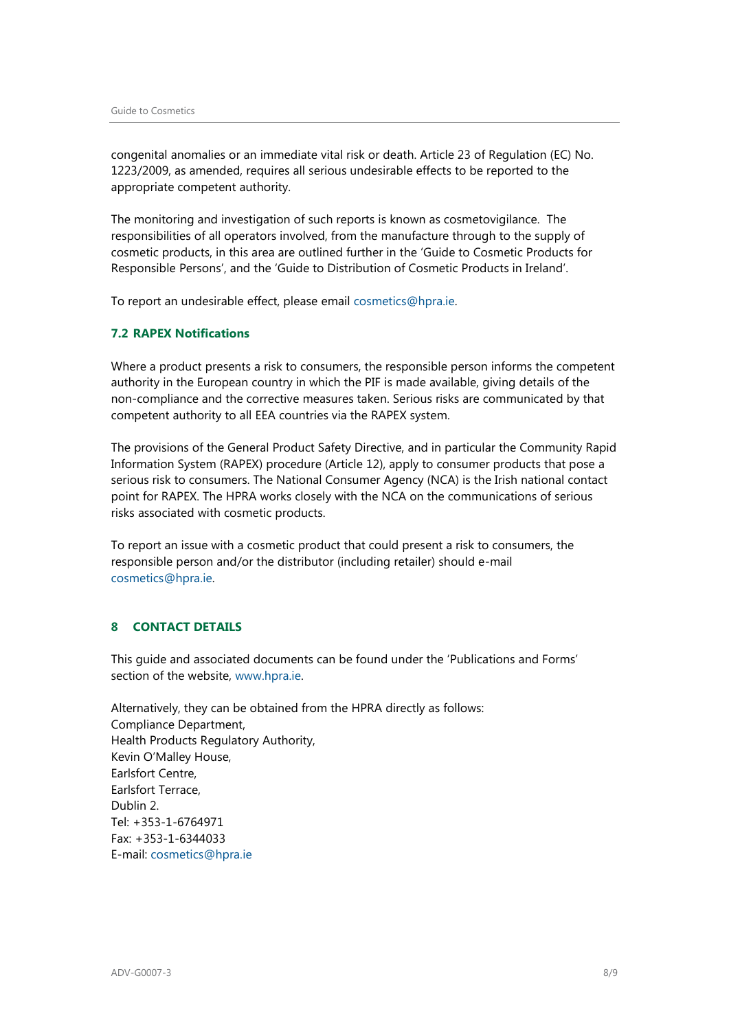congenital anomalies or an immediate vital risk or death. Article 23 of Regulation (EC) No. 1223/2009, as amended, requires all serious undesirable effects to be reported to the appropriate competent authority.

The monitoring and investigation of such reports is known as cosmetovigilance. The responsibilities of all operators involved, from the manufacture through to the supply of cosmetic products, in this area are outlined further in the 'Guide to Cosmetic Products for Responsible Persons', and the 'Guide to Distribution of Cosmetic Products in Ireland'.

To report an undesirable effect, please email cosmetics@hpra.ie.

### 7.2 RAPEX Notifications

Where a product presents a risk to consumers, the responsible person informs the competent authority in the European country in which the PIF is made available, giving details of the non-compliance and the corrective measures taken. Serious risks are communicated by that competent authority to all EEA countries via the RAPEX system.

The provisions of the General Product Safety Directive, and in particular the Community Rapid Information System (RAPEX) procedure (Article 12), apply to consumer products that pose a serious risk to consumers. The National Consumer Agency (NCA) is the Irish national contact point for RAPEX. The HPRA works closely with the NCA on the communications of serious risks associated with cosmetic products.

To report an issue with a cosmetic product that could present a risk to consumers, the responsible person and/or the distributor (including retailer) should e-mail cosmetics@hpra.ie.

## 8 CONTACT DETAILS

This guide and associated documents can be found under the 'Publications and Forms' section of the website, www.hpra.ie.

Alternatively, they can be obtained from the HPRA directly as follows:
Compliance Department,
Health Products Regulatory Authority,
Kevin O'Malley House,
Earlsfort Centre,
Earlsfort Terrace,
Dublin 2.
Tel: +353-1-6764971
Fax: +353-1-6344033
E-mail: cosmetics@hpra.ie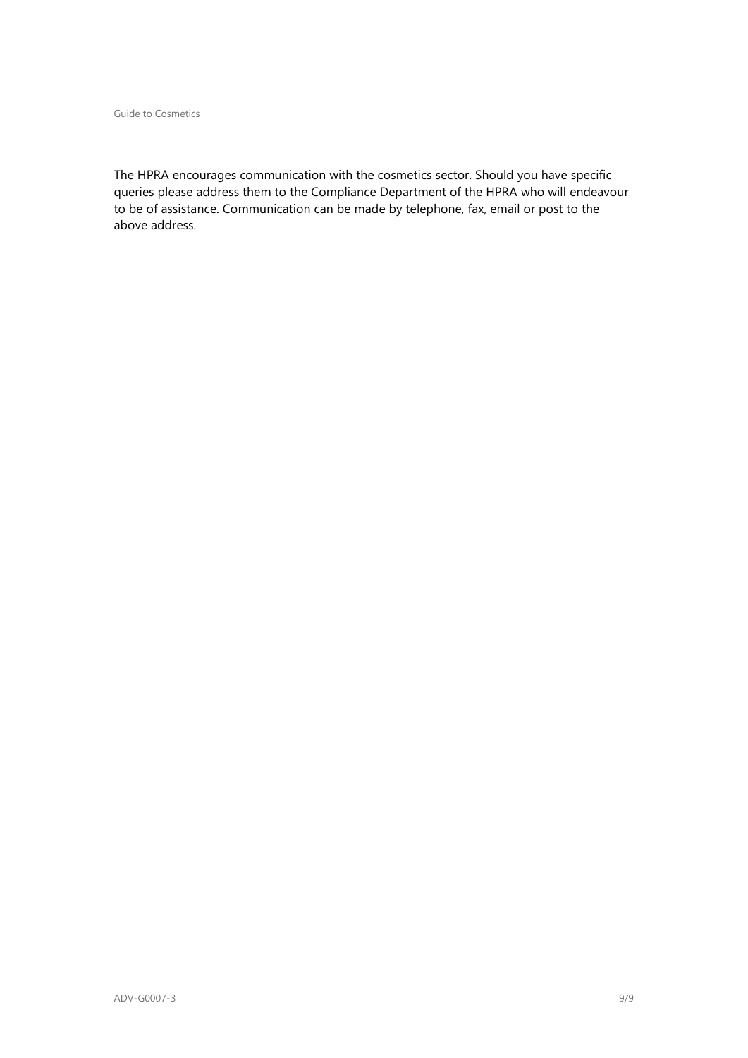The HPRA encourages communication with the cosmetics sector. Should you have specific queries please address them to the Compliance Department of the HPRA who will endeavour to be of assistance. Communication can be made by telephone, fax, email or post to the above address.